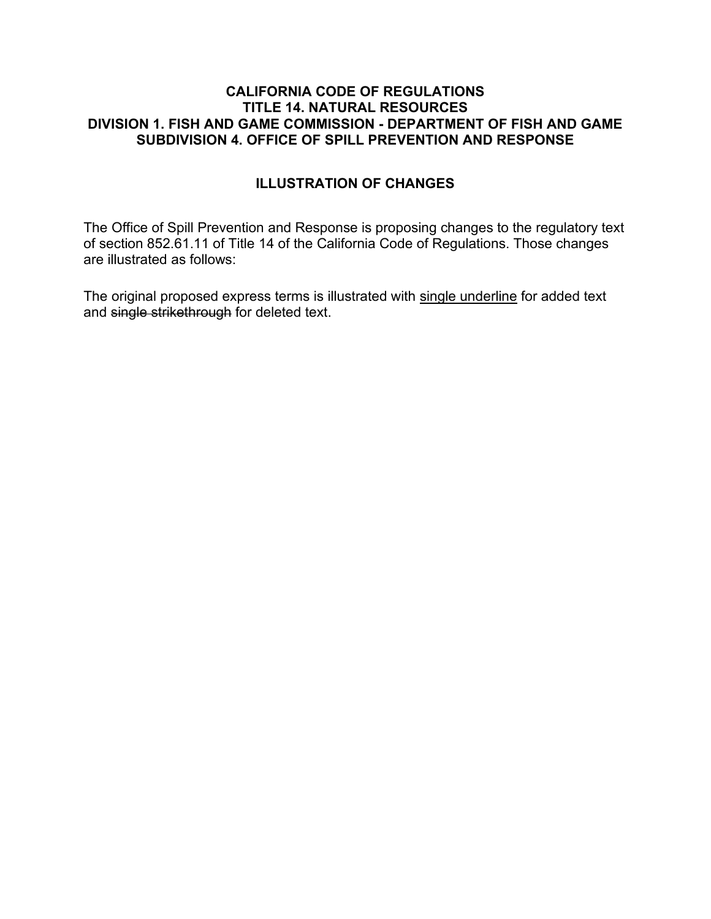**CALIFORNIA CODE OF REGULATIONS**
**TITLE 14. NATURAL RESOURCES**
**DIVISION 1. FISH AND GAME COMMISSION - DEPARTMENT OF FISH AND GAME**
**SUBDIVISION 4. OFFICE OF SPILL PREVENTION AND RESPONSE**

## ILLUSTRATION OF CHANGES

The Office of Spill Prevention and Response is proposing changes to the regulatory text of section 852.61.11 of Title 14 of the California Code of Regulations. Those changes are illustrated as follows:

The original proposed express terms is illustrated with <u>single underline</u> for added text and ~~single strikethrough~~ for deleted text.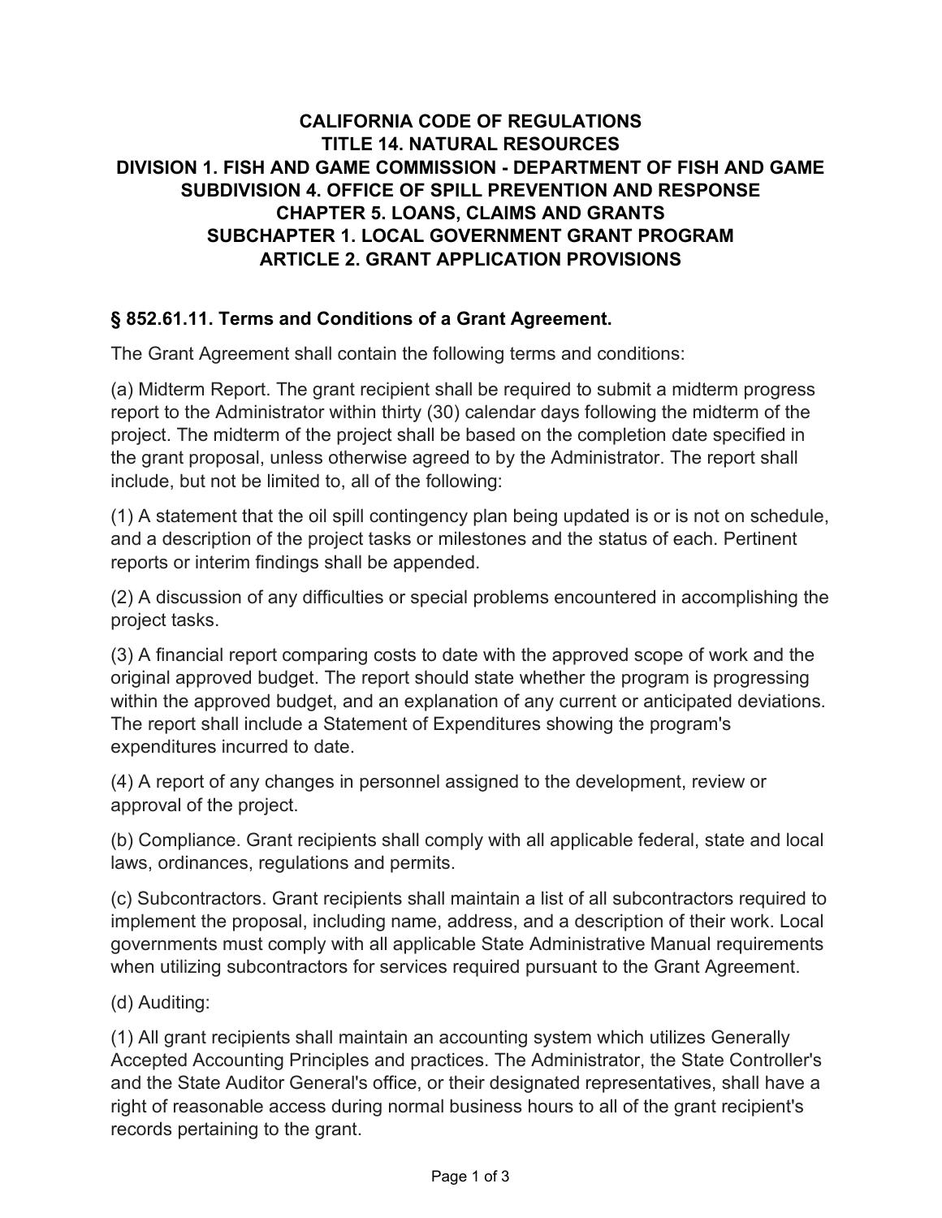**CALIFORNIA CODE OF REGULATIONS**
**TITLE 14. NATURAL RESOURCES**
**DIVISION 1. FISH AND GAME COMMISSION - DEPARTMENT OF FISH AND GAME**
**SUBDIVISION 4. OFFICE OF SPILL PREVENTION AND RESPONSE**
**CHAPTER 5. LOANS, CLAIMS AND GRANTS**
**SUBCHAPTER 1. LOCAL GOVERNMENT GRANT PROGRAM**
**ARTICLE 2. GRANT APPLICATION PROVISIONS**

## § 852.61.11. Terms and Conditions of a Grant Agreement.

The Grant Agreement shall contain the following terms and conditions:

(a) Midterm Report. The grant recipient shall be required to submit a midterm progress report to the Administrator within thirty (30) calendar days following the midterm of the project. The midterm of the project shall be based on the completion date specified in the grant proposal, unless otherwise agreed to by the Administrator. The report shall include, but not be limited to, all of the following:

(1) A statement that the oil spill contingency plan being updated is or is not on schedule, and a description of the project tasks or milestones and the status of each. Pertinent reports or interim findings shall be appended.

(2) A discussion of any difficulties or special problems encountered in accomplishing the project tasks.

(3) A financial report comparing costs to date with the approved scope of work and the original approved budget. The report should state whether the program is progressing within the approved budget, and an explanation of any current or anticipated deviations. The report shall include a Statement of Expenditures showing the program's expenditures incurred to date.

(4) A report of any changes in personnel assigned to the development, review or approval of the project.

(b) Compliance. Grant recipients shall comply with all applicable federal, state and local laws, ordinances, regulations and permits.

(c) Subcontractors. Grant recipients shall maintain a list of all subcontractors required to implement the proposal, including name, address, and a description of their work. Local governments must comply with all applicable State Administrative Manual requirements when utilizing subcontractors for services required pursuant to the Grant Agreement.

(d) Auditing:

(1) All grant recipients shall maintain an accounting system which utilizes Generally Accepted Accounting Principles and practices. The Administrator, the State Controller's and the State Auditor General's office, or their designated representatives, shall have a right of reasonable access during normal business hours to all of the grant recipient's records pertaining to the grant.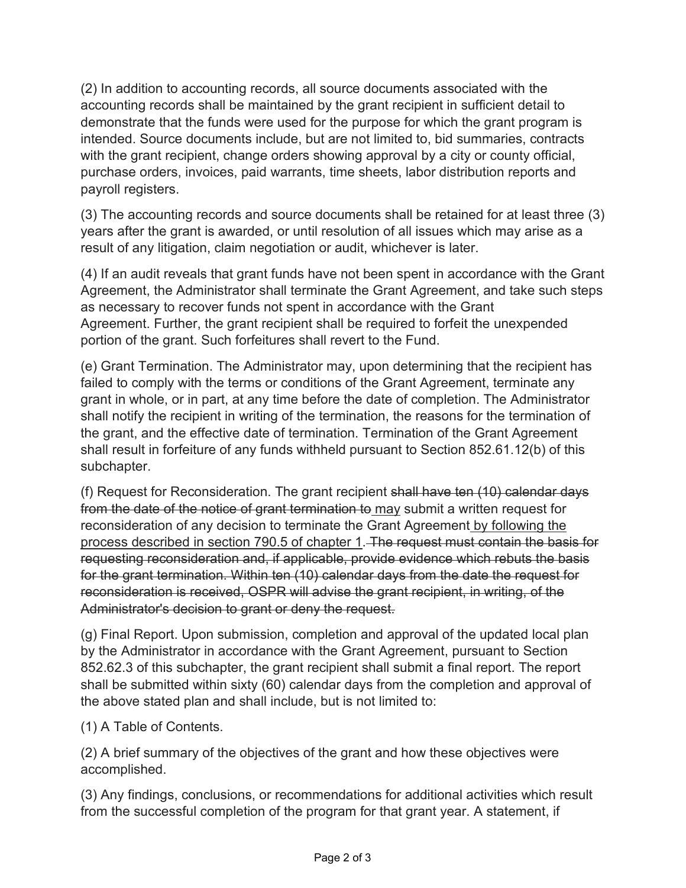(2) In addition to accounting records, all source documents associated with the accounting records shall be maintained by the grant recipient in sufficient detail to demonstrate that the funds were used for the purpose for which the grant program is intended. Source documents include, but are not limited to, bid summaries, contracts with the grant recipient, change orders showing approval by a city or county official, purchase orders, invoices, paid warrants, time sheets, labor distribution reports and payroll registers.

(3) The accounting records and source documents shall be retained for at least three (3) years after the grant is awarded, or until resolution of all issues which may arise as a result of any litigation, claim negotiation or audit, whichever is later.

(4) If an audit reveals that grant funds have not been spent in accordance with the Grant Agreement, the Administrator shall terminate the Grant Agreement, and take such steps as necessary to recover funds not spent in accordance with the Grant Agreement. Further, the grant recipient shall be required to forfeit the unexpended portion of the grant. Such forfeitures shall revert to the Fund.

(e) Grant Termination. The Administrator may, upon determining that the recipient has failed to comply with the terms or conditions of the Grant Agreement, terminate any grant in whole, or in part, at any time before the date of completion. The Administrator shall notify the recipient in writing of the termination, the reasons for the termination of the grant, and the effective date of termination. Termination of the Grant Agreement shall result in forfeiture of any funds withheld pursuant to Section 852.61.12(b) of this subchapter.

(f) Request for Reconsideration. The grant recipient ~~shall have ten (10) calendar days from the date of the notice of grant termination to~~ <u>may</u> submit a written request for reconsideration of any decision to terminate the Grant Agreement <u>by following the process described in section 790.5 of chapter 1</u>. ~~The request must contain the basis for requesting reconsideration and, if applicable, provide evidence which rebuts the basis for the grant termination. Within ten (10) calendar days from the date the request for reconsideration is received, OSPR will advise the grant recipient, in writing, of the Administrator's decision to grant or deny the request.~~

(g) Final Report. Upon submission, completion and approval of the updated local plan by the Administrator in accordance with the Grant Agreement, pursuant to Section 852.62.3 of this subchapter, the grant recipient shall submit a final report. The report shall be submitted within sixty (60) calendar days from the completion and approval of the above stated plan and shall include, but is not limited to:

(1) A Table of Contents.

(2) A brief summary of the objectives of the grant and how these objectives were accomplished.

(3) Any findings, conclusions, or recommendations for additional activities which result from the successful completion of the program for that grant year. A statement, if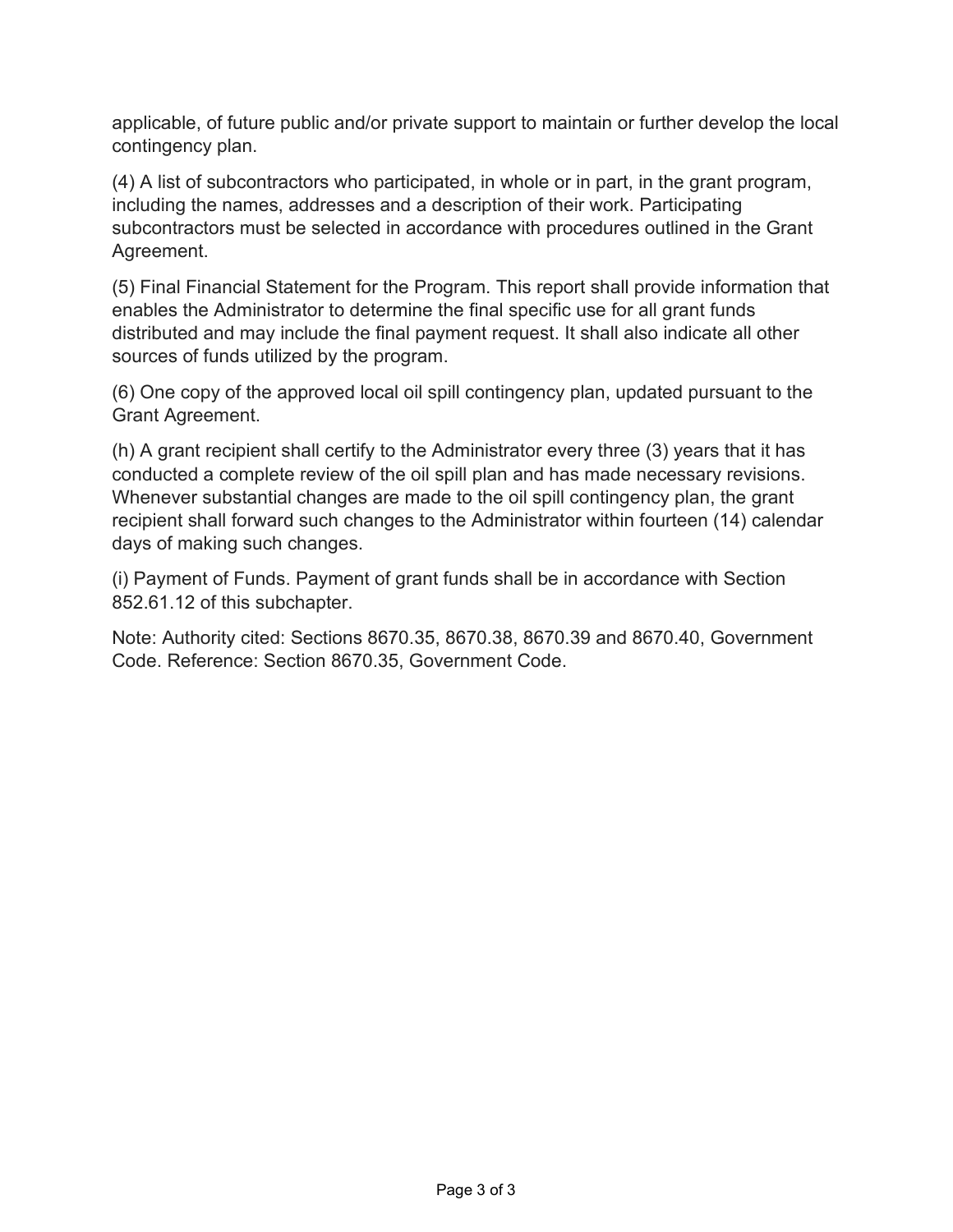applicable, of future public and/or private support to maintain or further develop the local contingency plan.

(4) A list of subcontractors who participated, in whole or in part, in the grant program, including the names, addresses and a description of their work. Participating subcontractors must be selected in accordance with procedures outlined in the Grant Agreement.

(5) Final Financial Statement for the Program. This report shall provide information that enables the Administrator to determine the final specific use for all grant funds distributed and may include the final payment request. It shall also indicate all other sources of funds utilized by the program.

(6) One copy of the approved local oil spill contingency plan, updated pursuant to the Grant Agreement.

(h) A grant recipient shall certify to the Administrator every three (3) years that it has conducted a complete review of the oil spill plan and has made necessary revisions. Whenever substantial changes are made to the oil spill contingency plan, the grant recipient shall forward such changes to the Administrator within fourteen (14) calendar days of making such changes.

(i) Payment of Funds. Payment of grant funds shall be in accordance with Section 852.61.12 of this subchapter.

Note: Authority cited: Sections 8670.35, 8670.38, 8670.39 and 8670.40, Government Code. Reference: Section 8670.35, Government Code.